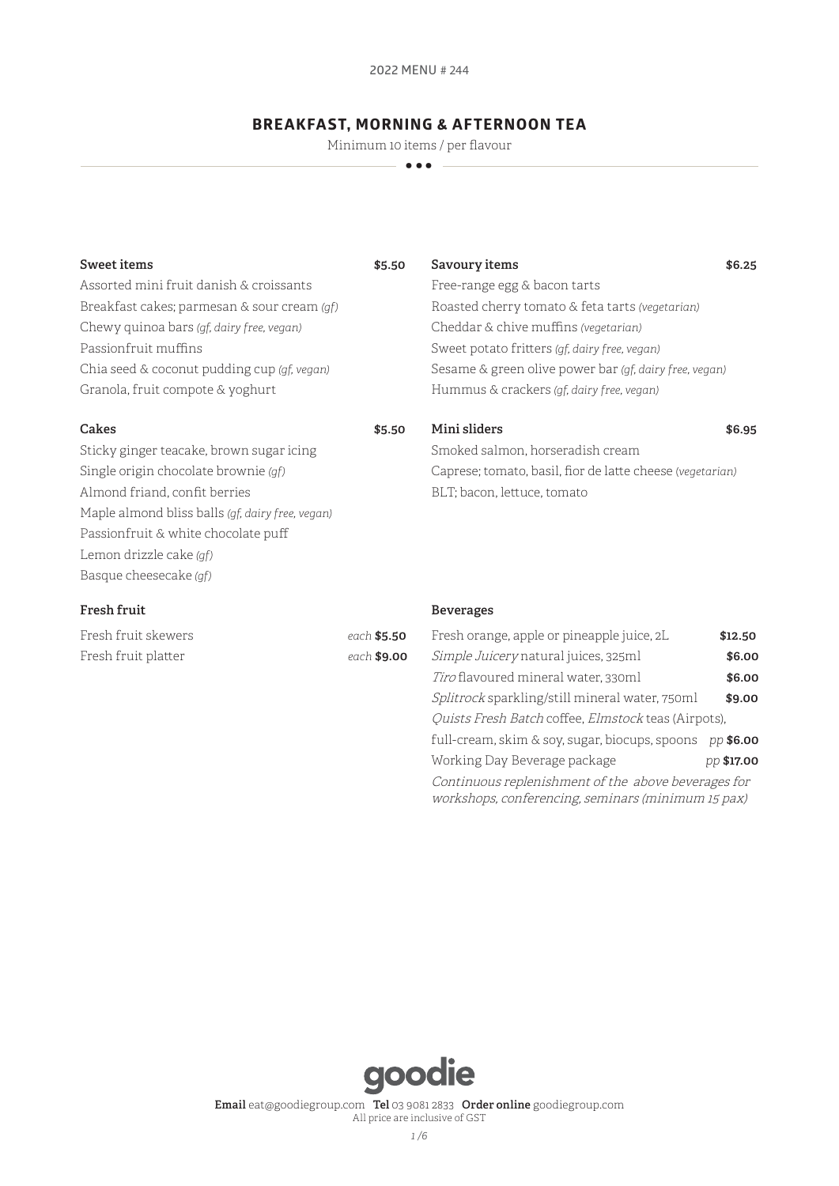2022 MENU # 244

# BREAKFAST, MORNING & AFTERNOON TEA

Minimum 10 items / per flavour

## Sweet items — $5.50

- Assorted mini fruit danish & croissants
- Breakfast cakes; parmesan & sour cream *(gf)*
- Chewy quinoa bars *(gf, dairy free, vegan)*
- Passionfruit muffins
- Chia seed & coconut pudding cup *(gf, vegan)*
- Granola, fruit compote & yoghurt

## Cakes — $5.50

- Sticky ginger teacake, brown sugar icing
- Single origin chocolate brownie *(gf)*
- Almond friand, confit berries
- Maple almond bliss balls *(gf, dairy free, vegan)*
- Passionfruit & white chocolate puff
- Lemon drizzle cake *(gf)*
- Basque cheesecake *(gf)*

## Fresh fruit

| Item | Price |
|---|---|
| Fresh fruit skewers | *each* **$5.50** |
| Fresh fruit platter | *each* **$9.00** |

## Savoury items — $6.25

- Free-range egg & bacon tarts
- Roasted cherry tomato & feta tarts *(vegetarian)*
- Cheddar & chive muffins *(vegetarian)*
- Sweet potato fritters *(gf, dairy free, vegan)*
- Sesame & green olive power bar *(gf, dairy free, vegan)*
- Hummus & crackers *(gf, dairy free, vegan)*

## Mini sliders — $6.95

- Smoked salmon, horseradish cream
- Caprese; tomato, basil, fior de latte cheese *(vegetarian)*
- BLT; bacon, lettuce, tomato

## Beverages

| Item | Price |
|---|---|
| Fresh orange, apple or pineapple juice, 2L | **$12.50** |
| *Simple Juicery* natural juices, 325ml | **$6.00** |
| *Tiro* flavoured mineral water, 330ml | **$6.00** |
| *Splitrock* sparkling/still mineral water, 750ml | **$9.00** |
| *Quists Fresh Batch* coffee, *Elmstock* teas (Airpots), full-cream, skim & soy, sugar, biocups, spoons | *pp* **$6.00** |
| Working Day Beverage package | *pp* **$17.00** |

*Continuous replenishment of the above beverages for workshops, conferencing, seminars (minimum 15 pax)*

goodie

**Email** eat@goodiegroup.com **Tel** 03 9081 2833 **Order online** goodiegroup.com

All price are inclusive of GST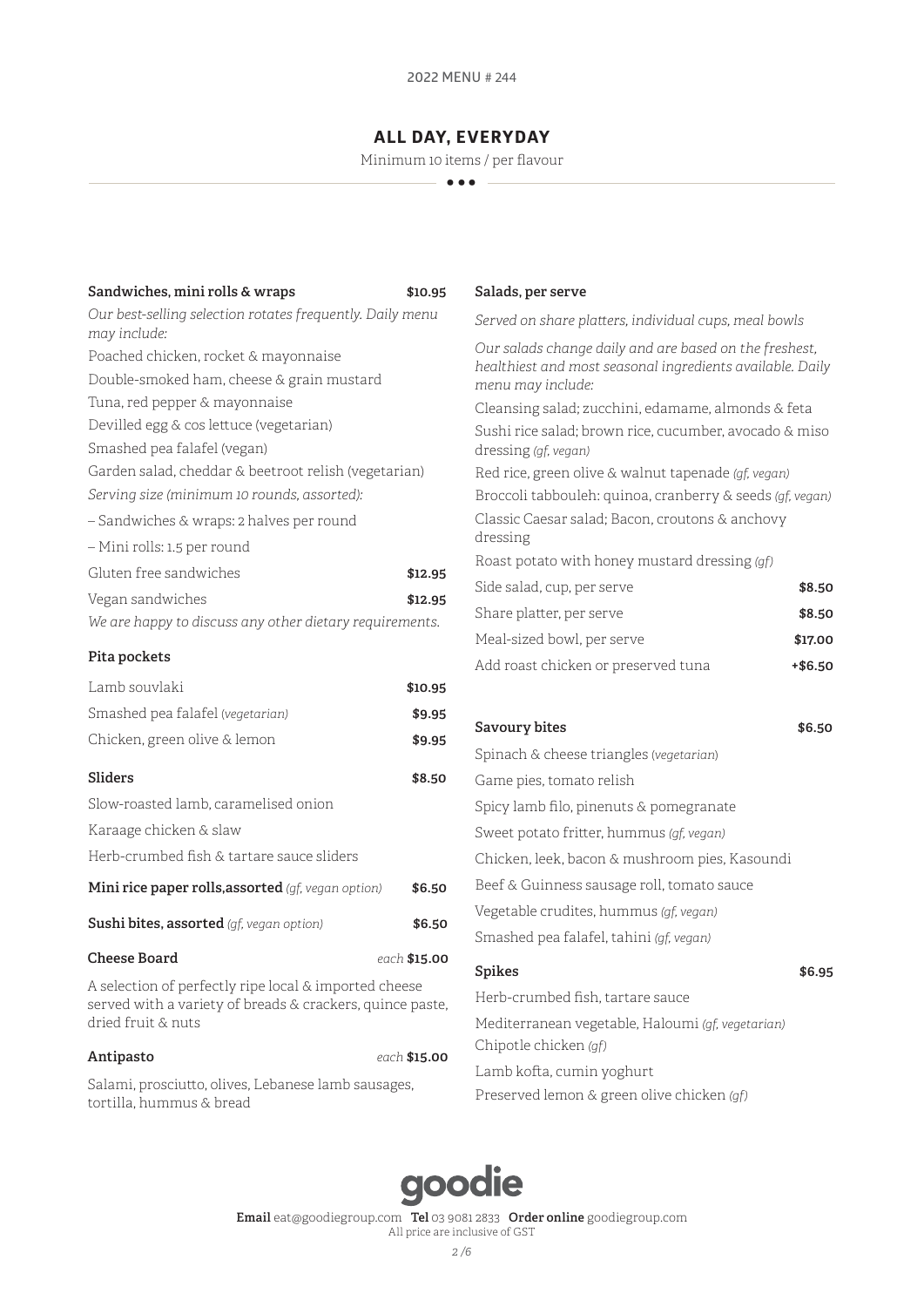## ALL DAY, EVERYDAY

Minimum 10 items / per flavour

### Sandwiches, mini rolls & wraps — $10.95

*Our best-selling selection rotates frequently. Daily menu may include:*

Poached chicken, rocket & mayonnaise
Double-smoked ham, cheese & grain mustard
Tuna, red pepper & mayonnaise
Devilled egg & cos lettuce (vegetarian)
Smashed pea falafel (vegan)
Garden salad, cheddar & beetroot relish (vegetarian)

*Serving size (minimum 10 rounds, assorted):*

– Sandwiches & wraps: 2 halves per round
– Mini rolls: 1.5 per round

| | |
|---|---|
| Gluten free sandwiches | $12.95 |
| Vegan sandwiches | $12.95 |

*We are happy to discuss any other dietary requirements.*

### Pita pockets

| | |
|---|---|
| Lamb souvlaki | $10.95 |
| Smashed pea falafel *(vegetarian)* | $9.95 |
| Chicken, green olive & lemon | $9.95 |

### Sliders — $8.50

Slow-roasted lamb, caramelised onion
Karaage chicken & slaw
Herb-crumbed fish & tartare sauce sliders

**Mini rice paper rolls,assorted** *(gf, vegan option)* — $6.50

**Sushi bites, assorted** *(gf, vegan option)* — $6.50

### Cheese Board — *each* $15.00

A selection of perfectly ripe local & imported cheese served with a variety of breads & crackers, quince paste, dried fruit & nuts

### Antipasto — *each* $15.00

Salami, prosciutto, olives, Lebanese lamb sausages, tortilla, hummus & bread

### Salads, per serve

*Served on share platters, individual cups, meal bowls*

*Our salads change daily and are based on the freshest, healthiest and most seasonal ingredients available. Daily menu may include:*

Cleansing salad; zucchini, edamame, almonds & feta
Sushi rice salad; brown rice, cucumber, avocado & miso dressing *(gf, vegan)*
Red rice, green olive & walnut tapenade *(gf, vegan)*
Broccoli tabbouleh: quinoa, cranberry & seeds *(gf, vegan)*
Classic Caesar salad; Bacon, croutons & anchovy dressing
Roast potato with honey mustard dressing *(gf)*

| | |
|---|---|
| Side salad, cup, per serve | $8.50 |
| Share platter, per serve | $8.50 |
| Meal-sized bowl, per serve | $17.00 |
| Add roast chicken or preserved tuna | +$6.50 |

### Savoury bites — $6.50

Spinach & cheese triangles *(vegetarian)*
Game pies, tomato relish
Spicy lamb filo, pinenuts & pomegranate
Sweet potato fritter, hummus *(gf, vegan)*
Chicken, leek, bacon & mushroom pies, Kasoundi
Beef & Guinness sausage roll, tomato sauce
Vegetable crudites, hummus *(gf, vegan)*
Smashed pea falafel, tahini *(gf, vegan)*

### Spikes — $6.95

Herb-crumbed fish, tartare sauce
Mediterranean vegetable, Haloumi *(gf, vegetarian)*
Chipotle chicken *(gf)*
Lamb kofta, cumin yoghurt
Preserved lemon & green olive chicken *(gf)*

goodie

**Email** eat@goodiegroup.com **Tel** 03 9081 2833 **Order online** goodiegroup.com
All price are inclusive of GST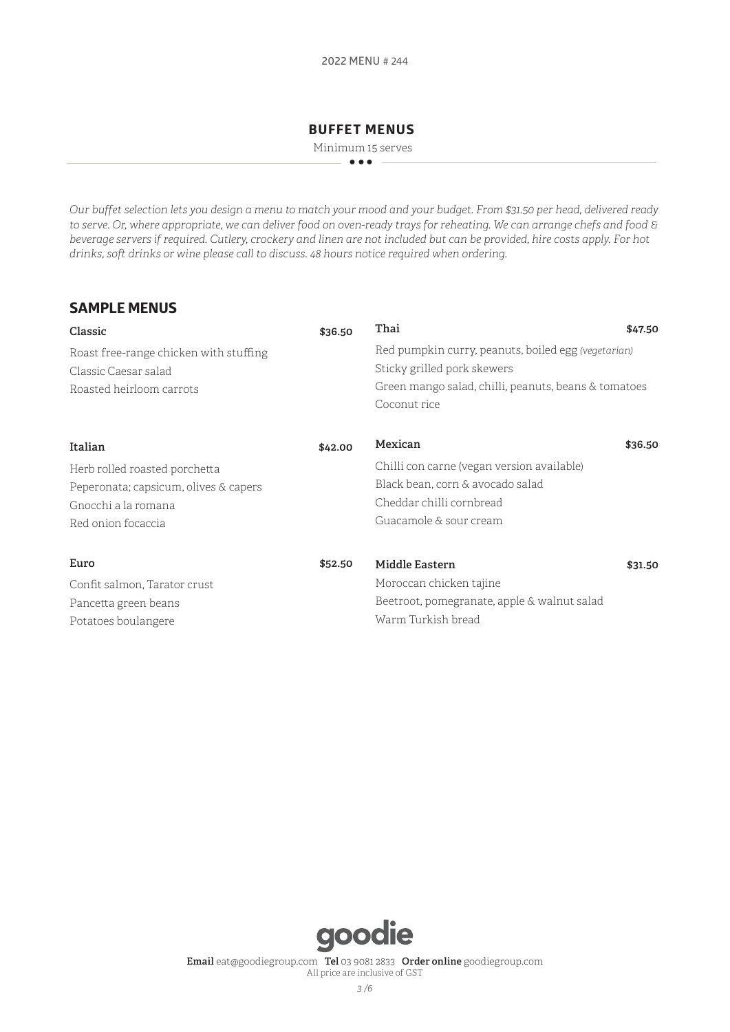# BUFFET MENUS

Minimum 15 serves

*Our buffet selection lets you design a menu to match your mood and your budget. From $31.50 per head, delivered ready to serve. Or, where appropriate, we can deliver food on oven-ready trays for reheating. We can arrange chefs and food & beverage servers if required. Cutlery, crockery and linen are not included but can be provided, hire costs apply. For hot drinks, soft drinks or wine please call to discuss. 48 hours notice required when ordering.*

## SAMPLE MENUS

**Classic** — **$36.50**

Roast free-range chicken with stuffing
Classic Caesar salad
Roasted heirloom carrots

**Italian** — **$42.00**

Herb rolled roasted porchetta
Peperonata; capsicum, olives & capers
Gnocchi a la romana
Red onion focaccia

**Euro** — **$52.50**

Confit salmon, Tarator crust
Pancetta green beans
Potatoes boulangere

**Thai** — **$47.50**

Red pumpkin curry, peanuts, boiled egg *(vegetarian)*
Sticky grilled pork skewers
Green mango salad, chilli, peanuts, beans & tomatoes
Coconut rice

**Mexican** — **$36.50**

Chilli con carne (vegan version available)
Black bean, corn & avocado salad
Cheddar chilli cornbread
Guacamole & sour cream

**Middle Eastern** — **$31.50**

Moroccan chicken tajine
Beetroot, pomegranate, apple & walnut salad
Warm Turkish bread

goodie

**Email** eat@goodiegroup.com **Tel** 03 9081 2833 **Order online** goodiegroup.com
All price are inclusive of GST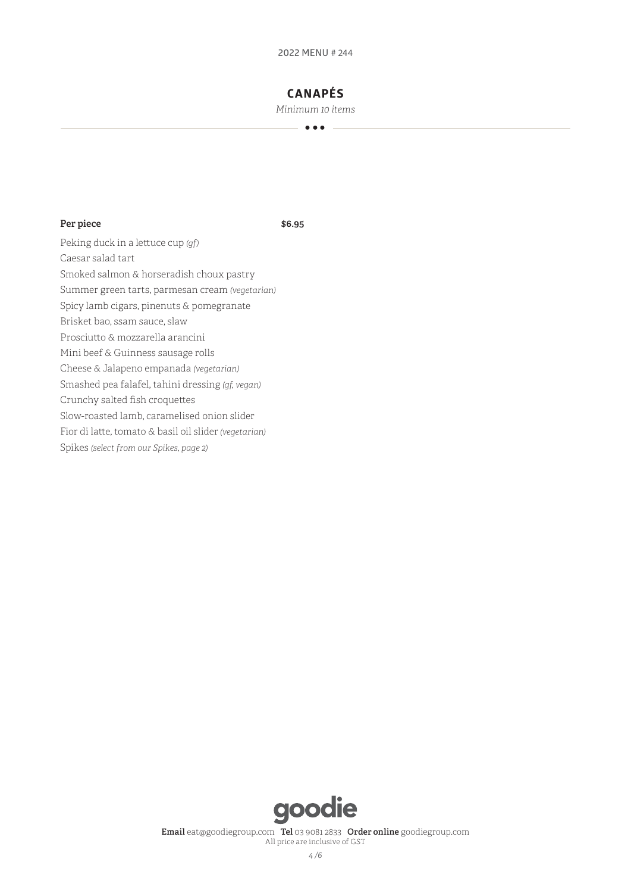# CANAPÉS

*Minimum 10 items*

**Per piece** **$6.95**

Peking duck in a lettuce cup *(gf)*
Caesar salad tart
Smoked salmon & horseradish choux pastry
Summer green tarts, parmesan cream *(vegetarian)*
Spicy lamb cigars, pinenuts & pomegranate
Brisket bao, ssam sauce, slaw
Prosciutto & mozzarella arancini
Mini beef & Guinness sausage rolls
Cheese & Jalapeno empanada *(vegetarian)*
Smashed pea falafel, tahini dressing *(gf, vegan)*
Crunchy salted fish croquettes
Slow-roasted lamb, caramelised onion slider
Fior di latte, tomato & basil oil slider *(vegetarian)*
Spikes *(select from our Spikes, page 2)*

goodie

**Email** eat@goodiegroup.com **Tel** 03 9081 2833 **Order online** goodiegroup.com
All price are inclusive of GST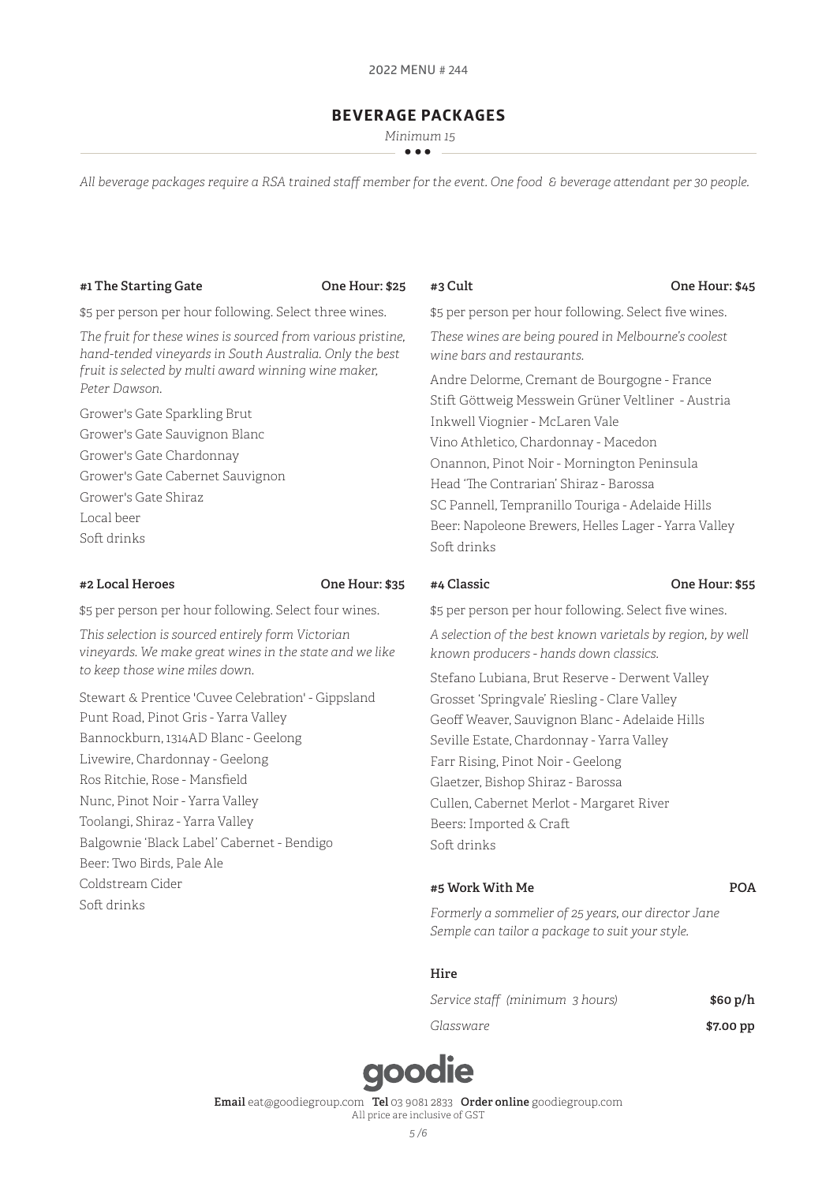2022 MENU # 244

## BEVERAGE PACKAGES

*Minimum 15*

*All beverage packages require a RSA trained staff member for the event. One food & beverage attendant per 30 people.*

### #1 The Starting Gate — One Hour: $25

$5 per person per hour following. Select three wines.

*The fruit for these wines is sourced from various pristine, hand-tended vineyards in South Australia. Only the best fruit is selected by multi award winning wine maker, Peter Dawson.*

Grower's Gate Sparkling Brut
Grower's Gate Sauvignon Blanc
Grower's Gate Chardonnay
Grower's Gate Cabernet Sauvignon
Grower's Gate Shiraz
Local beer
Soft drinks

### #2 Local Heroes — One Hour: $35

$5 per person per hour following. Select four wines.

*This selection is sourced entirely form Victorian vineyards. We make great wines in the state and we like to keep those wine miles down.*

Stewart & Prentice 'Cuvee Celebration' - Gippsland
Punt Road, Pinot Gris - Yarra Valley
Bannockburn, 1314AD Blanc - Geelong
Livewire, Chardonnay - Geelong
Ros Ritchie, Rose - Mansfield
Nunc, Pinot Noir - Yarra Valley
Toolangi, Shiraz - Yarra Valley
Balgownie 'Black Label' Cabernet - Bendigo
Beer: Two Birds, Pale Ale
Coldstream Cider
Soft drinks

### #3 Cult — One Hour: $45

$5 per person per hour following. Select five wines.

*These wines are being poured in Melbourne's coolest wine bars and restaurants.*

Andre Delorme, Cremant de Bourgogne - France
Stift Göttweig Messwein Grüner Veltliner - Austria
Inkwell Viognier - McLaren Vale
Vino Athletico, Chardonnay - Macedon
Onannon, Pinot Noir - Mornington Peninsula
Head 'The Contrarian' Shiraz - Barossa
SC Pannell, Tempranillo Touriga - Adelaide Hills
Beer: Napoleone Brewers, Helles Lager - Yarra Valley
Soft drinks

### #4 Classic — One Hour: $55

$5 per person per hour following. Select five wines.

*A selection of the best known varietals by region, by well known producers - hands down classics.*

Stefano Lubiana, Brut Reserve - Derwent Valley
Grosset 'Springvale' Riesling - Clare Valley
Geoff Weaver, Sauvignon Blanc - Adelaide Hills
Seville Estate, Chardonnay - Yarra Valley
Farr Rising, Pinot Noir - Geelong
Glaetzer, Bishop Shiraz - Barossa
Cullen, Cabernet Merlot - Margaret River
Beers: Imported & Craft
Soft drinks

### #5 Work With Me — POA

*Formerly a sommelier of 25 years, our director Jane Semple can tailor a package to suit your style.*

### Hire

| Item | Price |
| --- | --- |
| *Service staff (minimum 3 hours)* | **$60 p/h** |
| *Glassware* | **$7.00 pp** |

goodie

**Email** eat@goodiegroup.com **Tel** 03 9081 2833 **Order online** goodiegroup.com
All price are inclusive of GST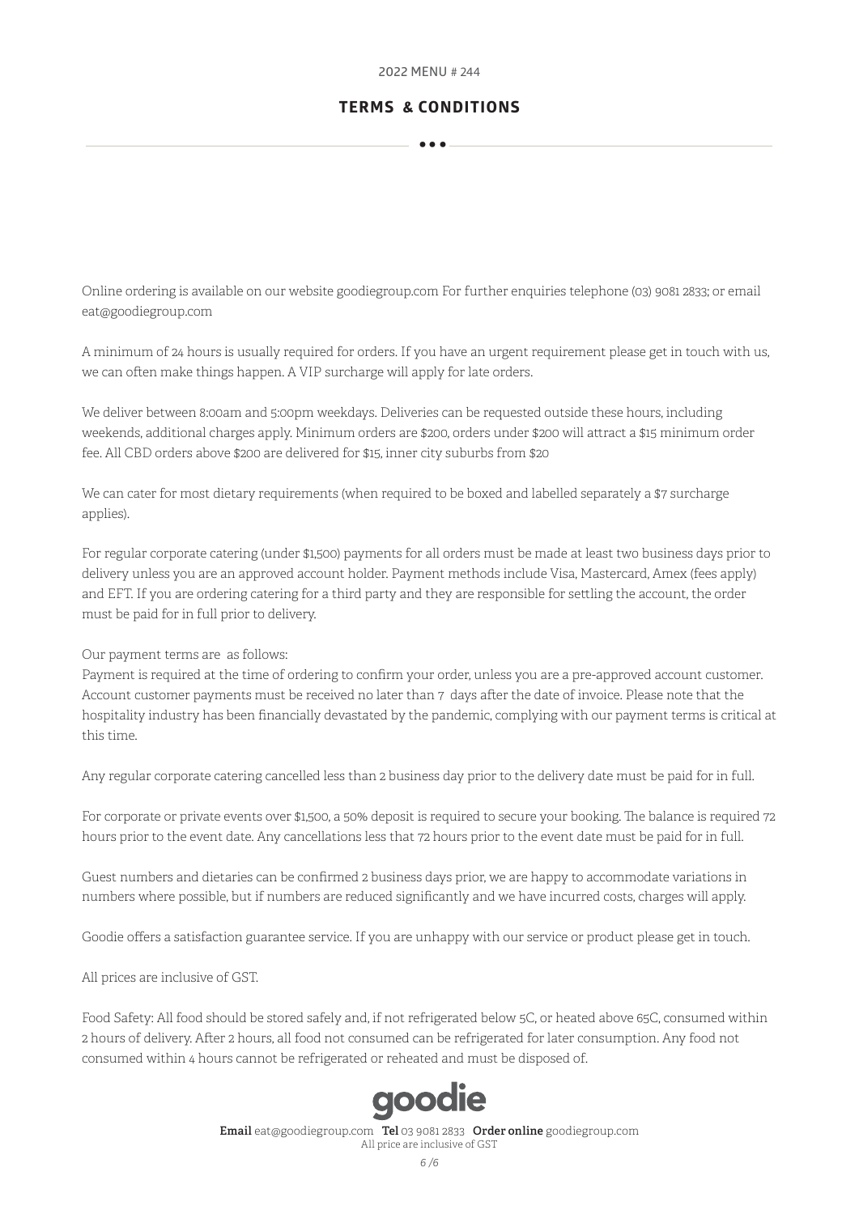2022 MENU # 244

## TERMS & CONDITIONS

Online ordering is available on our website goodiegroup.com For further enquiries telephone (03) 9081 2833; or email eat@goodiegroup.com

A minimum of 24 hours is usually required for orders. If you have an urgent requirement please get in touch with us, we can often make things happen. A VIP surcharge will apply for late orders.

We deliver between 8:00am and 5:00pm weekdays. Deliveries can be requested outside these hours, including weekends, additional charges apply. Minimum orders are $200, orders under $200 will attract a $15 minimum order fee. All CBD orders above $200 are delivered for $15, inner city suburbs from $20

We can cater for most dietary requirements (when required to be boxed and labelled separately a $7 surcharge applies).

For regular corporate catering (under $1,500) payments for all orders must be made at least two business days prior to delivery unless you are an approved account holder. Payment methods include Visa, Mastercard, Amex (fees apply) and EFT. If you are ordering catering for a third party and they are responsible for settling the account, the order must be paid for in full prior to delivery.

Our payment terms are as follows:
Payment is required at the time of ordering to confirm your order, unless you are a pre-approved account customer. Account customer payments must be received no later than 7 days after the date of invoice. Please note that the hospitality industry has been financially devastated by the pandemic, complying with our payment terms is critical at this time.

Any regular corporate catering cancelled less than 2 business day prior to the delivery date must be paid for in full.

For corporate or private events over $1,500, a 50% deposit is required to secure your booking. The balance is required 72 hours prior to the event date. Any cancellations less that 72 hours prior to the event date must be paid for in full.

Guest numbers and dietaries can be confirmed 2 business days prior, we are happy to accommodate variations in numbers where possible, but if numbers are reduced significantly and we have incurred costs, charges will apply.

Goodie offers a satisfaction guarantee service. If you are unhappy with our service or product please get in touch.

All prices are inclusive of GST.

Food Safety: All food should be stored safely and, if not refrigerated below 5C, or heated above 65C, consumed within 2 hours of delivery. After 2 hours, all food not consumed can be refrigerated for later consumption. Any food not consumed within 4 hours cannot be refrigerated or reheated and must be disposed of.

goodie

**Email** eat@goodiegroup.com **Tel** 03 9081 2833 **Order online** goodiegroup.com
All price are inclusive of GST